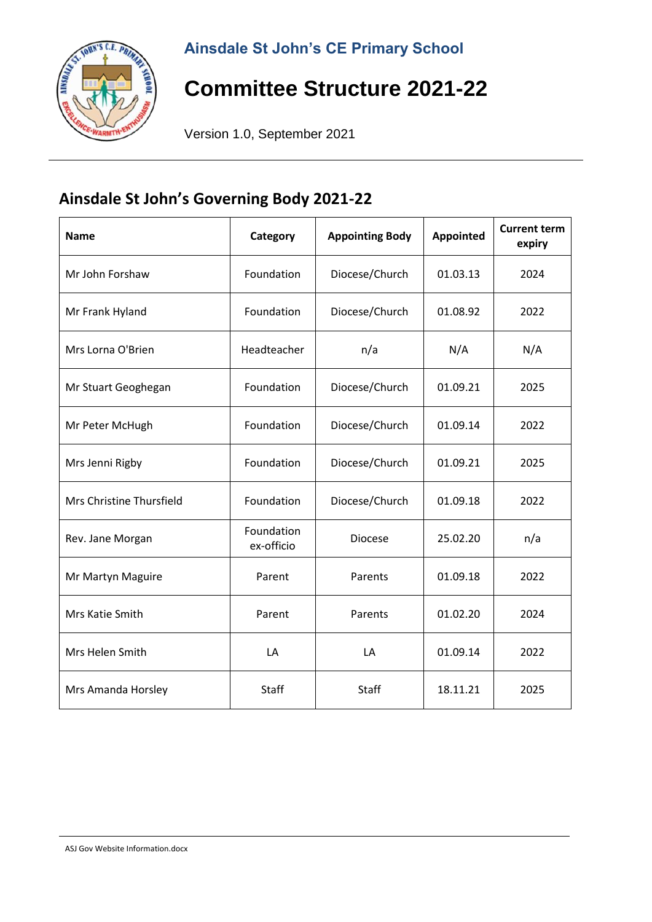**Ainsdale St John's CE Primary School**

# Committee Structure 2021-22

Version 1.0, September 2021

## Ainsdale St John's Governing Body 2021-22

| Name | Category | Appointing Body | Appointed | Current term expiry |
|---|---|---|---|---|
| Mr John Forshaw | Foundation | Diocese/Church | 01.03.13 | 2024 |
| Mr Frank Hyland | Foundation | Diocese/Church | 01.08.92 | 2022 |
| Mrs Lorna O'Brien | Headteacher | n/a | N/A | N/A |
| Mr Stuart Geoghegan | Foundation | Diocese/Church | 01.09.21 | 2025 |
| Mr Peter McHugh | Foundation | Diocese/Church | 01.09.14 | 2022 |
| Mrs Jenni Rigby | Foundation | Diocese/Church | 01.09.21 | 2025 |
| Mrs Christine Thursfield | Foundation | Diocese/Church | 01.09.18 | 2022 |
| Rev. Jane Morgan | Foundation ex-officio | Diocese | 25.02.20 | n/a |
| Mr Martyn Maguire | Parent | Parents | 01.09.18 | 2022 |
| Mrs Katie Smith | Parent | Parents | 01.02.20 | 2024 |
| Mrs Helen Smith | LA | LA | 01.09.14 | 2022 |
| Mrs Amanda Horsley | Staff | Staff | 18.11.21 | 2025 |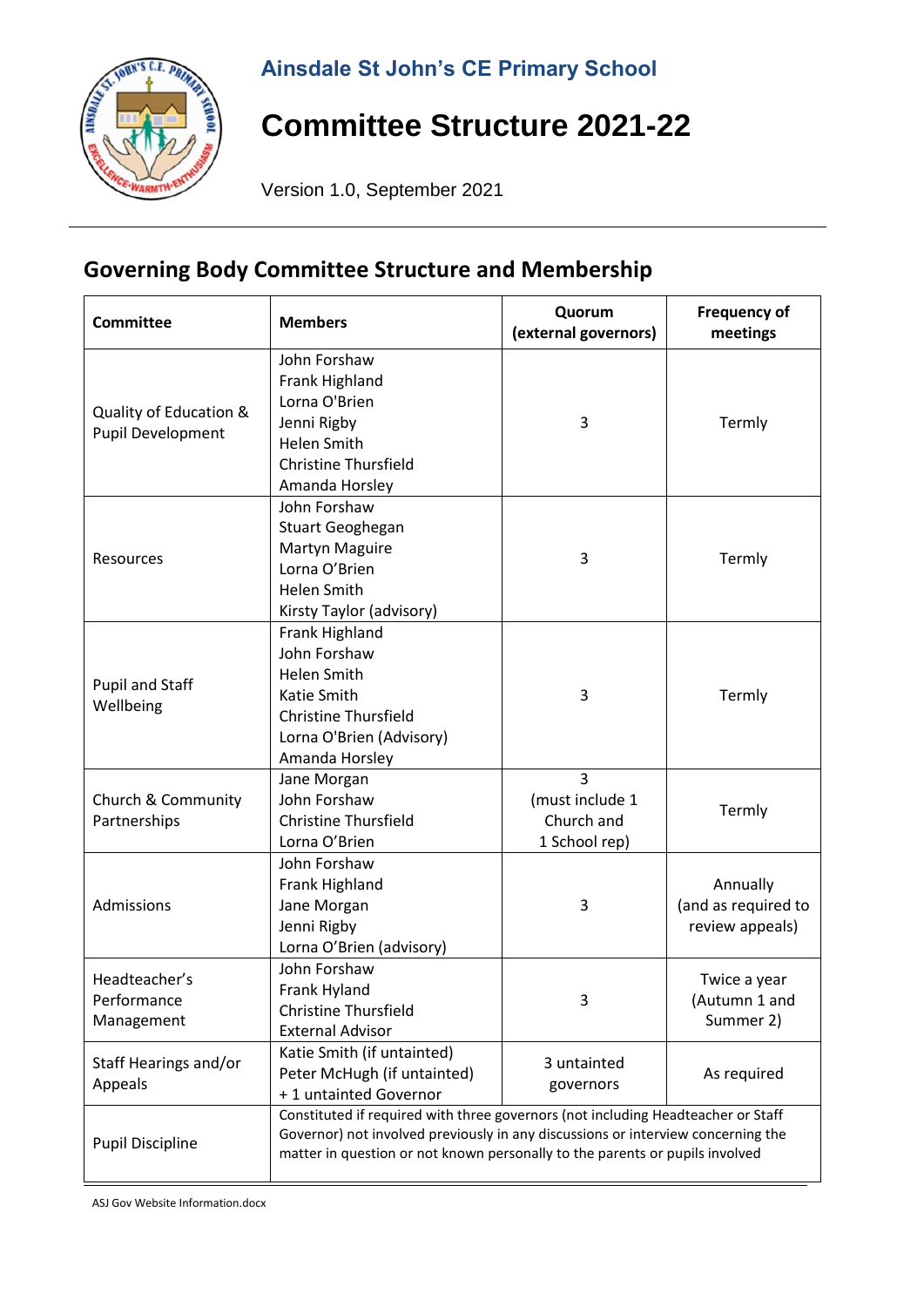# Ainsdale St John's CE Primary School

# Committee Structure 2021-22

Version 1.0, September 2021

## Governing Body Committee Structure and Membership

| Committee | Members | Quorum (external governors) | Frequency of meetings |
|---|---|---|---|
| Quality of Education & Pupil Development | John Forshaw<br>Frank Highland<br>Lorna O'Brien<br>Jenni Rigby<br>Helen Smith<br>Christine Thursfield<br>Amanda Horsley | 3 | Termly |
| Resources | John Forshaw<br>Stuart Geoghegan<br>Martyn Maguire<br>Lorna O'Brien<br>Helen Smith<br>Kirsty Taylor (advisory) | 3 | Termly |
| Pupil and Staff Wellbeing | Frank Highland<br>John Forshaw<br>Helen Smith<br>Katie Smith<br>Christine Thursfield<br>Lorna O'Brien (Advisory)<br>Amanda Horsley | 3 | Termly |
| Church & Community Partnerships | Jane Morgan<br>John Forshaw<br>Christine Thursfield<br>Lorna O'Brien | 3 (must include 1 Church and 1 School rep) | Termly |
| Admissions | John Forshaw<br>Frank Highland<br>Jane Morgan<br>Jenni Rigby<br>Lorna O'Brien (advisory) | 3 | Annually (and as required to review appeals) |
| Headteacher's Performance Management | John Forshaw<br>Frank Hyland<br>Christine Thursfield<br>External Advisor | 3 | Twice a year (Autumn 1 and Summer 2) |
| Staff Hearings and/or Appeals | Katie Smith (if untainted)<br>Peter McHugh (if untainted)<br>+ 1 untainted Governor | 3 untainted governors | As required |
| Pupil Discipline | Constituted if required with three governors (not including Headteacher or Staff Governor) not involved previously in any discussions or interview concerning the matter in question or not known personally to the parents or pupils involved | | |

ASJ Gov Website Information.docx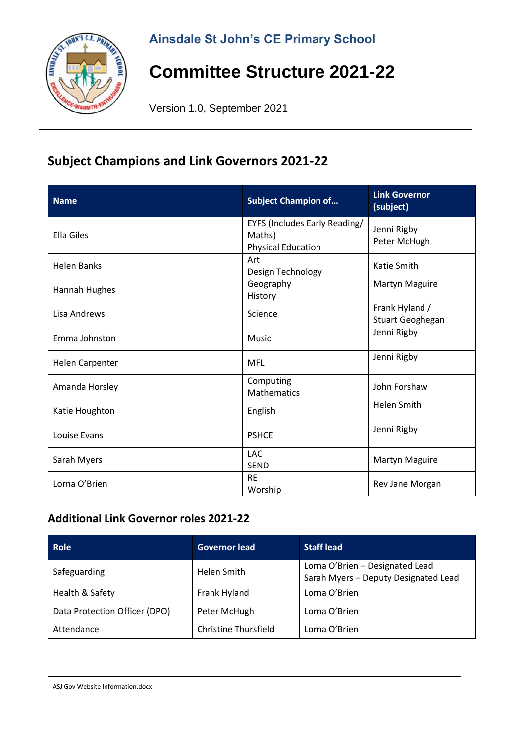Ainsdale St John's CE Primary School

# Committee Structure 2021-22

Version 1.0, September 2021

## Subject Champions and Link Governors 2021-22

| Name | Subject Champion of… | Link Governor (subject) |
|---|---|---|
| Ella Giles | EYFS (Includes Early Reading/ Maths)<br>Physical Education | Jenni Rigby<br>Peter McHugh |
| Helen Banks | Art<br>Design Technology | Katie Smith |
| Hannah Hughes | Geography<br>History | Martyn Maguire |
| Lisa Andrews | Science | Frank Hyland / Stuart Geoghegan |
| Emma Johnston | Music | Jenni Rigby |
| Helen Carpenter | MFL | Jenni Rigby |
| Amanda Horsley | Computing<br>Mathematics | John Forshaw |
| Katie Houghton | English | Helen Smith |
| Louise Evans | PSHCE | Jenni Rigby |
| Sarah Myers | LAC<br>SEND | Martyn Maguire |
| Lorna O'Brien | RE<br>Worship | Rev Jane Morgan |

### Additional Link Governor roles 2021-22

| Role | Governor lead | Staff lead |
|---|---|---|
| Safeguarding | Helen Smith | Lorna O'Brien – Designated Lead<br>Sarah Myers – Deputy Designated Lead |
| Health & Safety | Frank Hyland | Lorna O'Brien |
| Data Protection Officer (DPO) | Peter McHugh | Lorna O'Brien |
| Attendance | Christine Thursfield | Lorna O'Brien |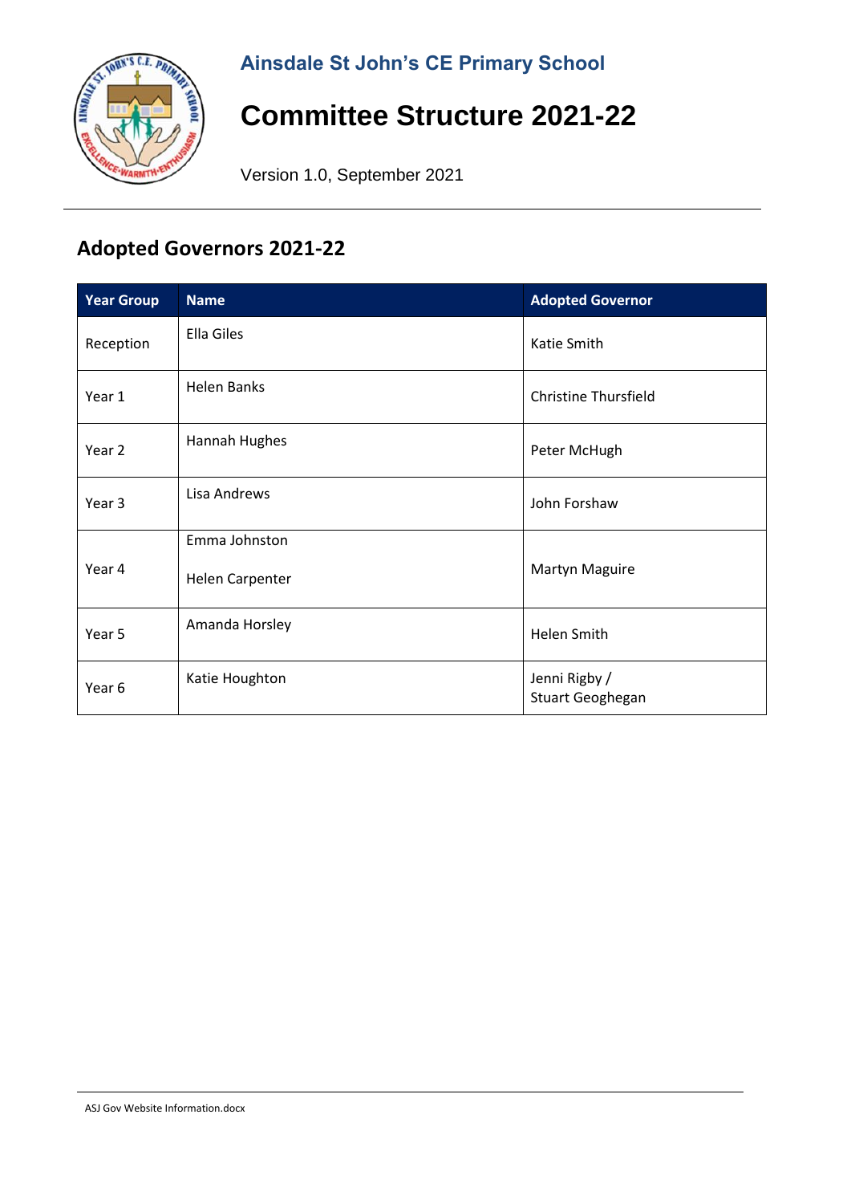**Ainsdale St John's CE Primary School**

# Committee Structure 2021-22

Version 1.0, September 2021

## Adopted Governors 2021-22

| Year Group | Name | Adopted Governor |
|---|---|---|
| Reception | Ella Giles | Katie Smith |
| Year 1 | Helen Banks | Christine Thursfield |
| Year 2 | Hannah Hughes | Peter McHugh |
| Year 3 | Lisa Andrews | John Forshaw |
| Year 4 | Emma Johnston<br>Helen Carpenter | Martyn Maguire |
| Year 5 | Amanda Horsley | Helen Smith |
| Year 6 | Katie Houghton | Jenni Rigby / Stuart Geoghegan |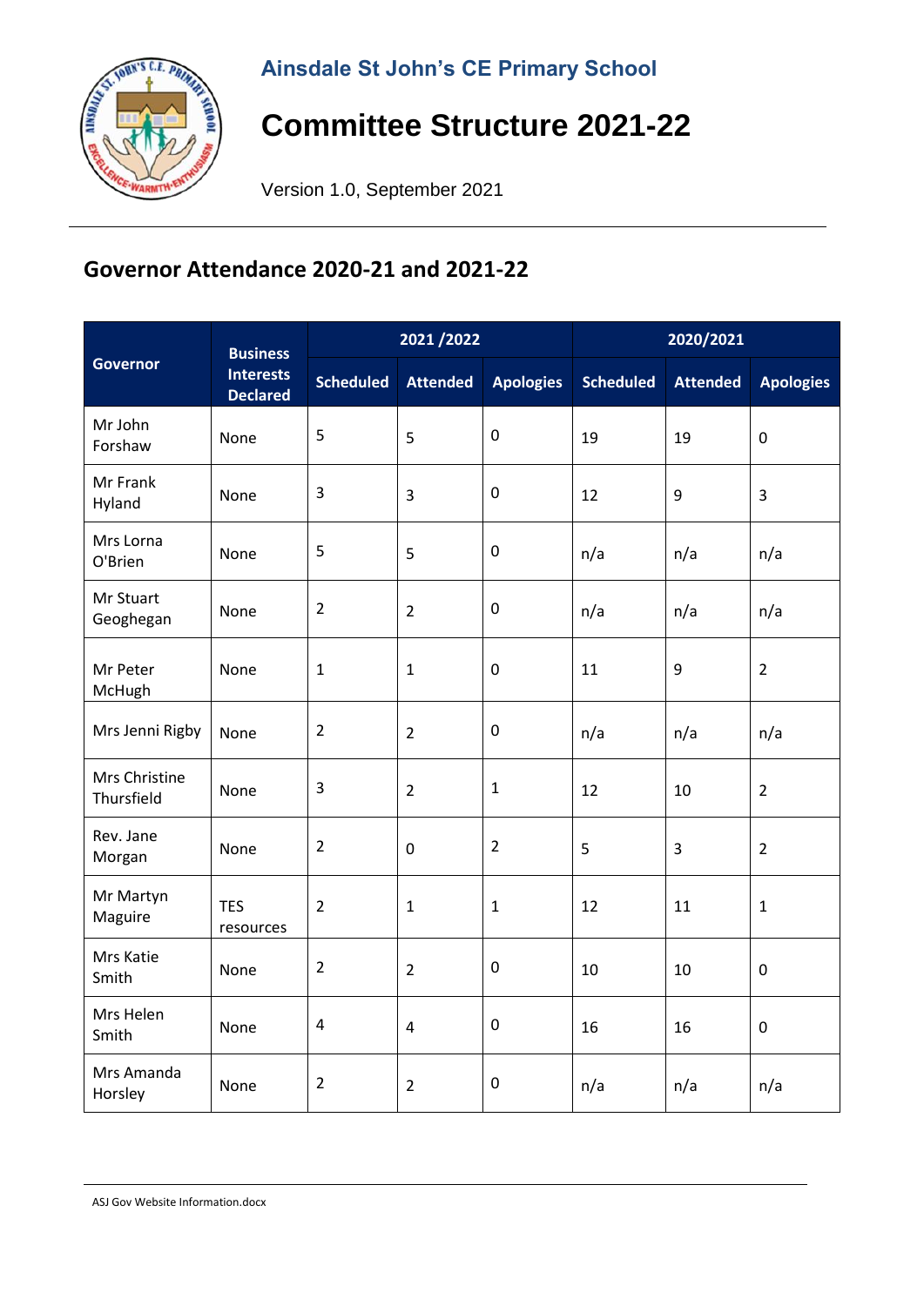Ainsdale St John's CE Primary School

# Committee Structure 2021-22

Version 1.0, September 2021

## Governor Attendance 2020-21 and 2021-22

| Governor | Business Interests Declared | 2021 /2022 | | | 2020/2021 | | |
|---|---|---|---|---|---|---|---|
| | | Scheduled | Attended | Apologies | Scheduled | Attended | Apologies |
| Mr John Forshaw | None | 5 | 5 | 0 | 19 | 19 | 0 |
| Mr Frank Hyland | None | 3 | 3 | 0 | 12 | 9 | 3 |
| Mrs Lorna O'Brien | None | 5 | 5 | 0 | n/a | n/a | n/a |
| Mr Stuart Geoghegan | None | 2 | 2 | 0 | n/a | n/a | n/a |
| Mr Peter McHugh | None | 1 | 1 | 0 | 11 | 9 | 2 |
| Mrs Jenni Rigby | None | 2 | 2 | 0 | n/a | n/a | n/a |
| Mrs Christine Thursfield | None | 3 | 2 | 1 | 12 | 10 | 2 |
| Rev. Jane Morgan | None | 2 | 0 | 2 | 5 | 3 | 2 |
| Mr Martyn Maguire | TES resources | 2 | 1 | 1 | 12 | 11 | 1 |
| Mrs Katie Smith | None | 2 | 2 | 0 | 10 | 10 | 0 |
| Mrs Helen Smith | None | 4 | 4 | 0 | 16 | 16 | 0 |
| Mrs Amanda Horsley | None | 2 | 2 | 0 | n/a | n/a | n/a |